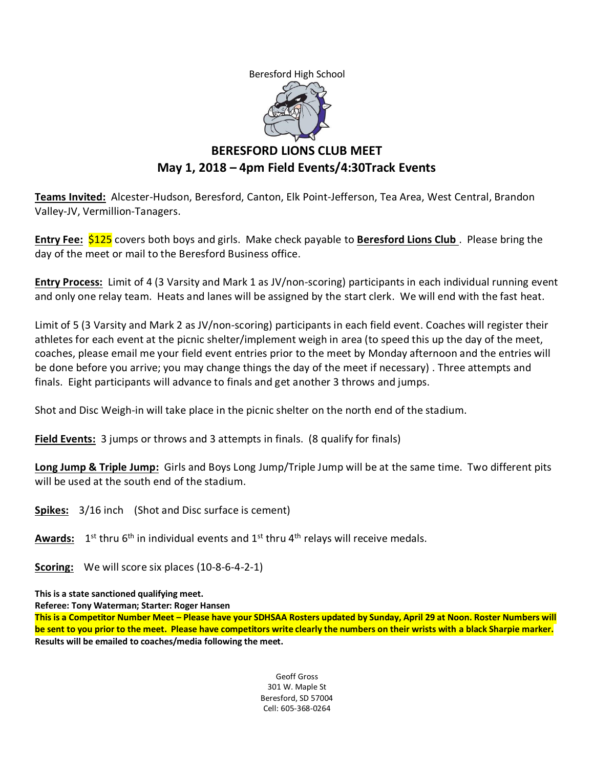Beresford High School

# BERESFORD LIONS CLUB MEET

## May 1, 2018 – 4pm Field Events/4:30Track Events

**Teams Invited:** Alcester-Hudson, Beresford, Canton, Elk Point-Jefferson, Tea Area, West Central, Brandon Valley-JV, Vermillion-Tanagers.

**Entry Fee:** $125 covers both boys and girls. Make check payable to **Beresford Lions Club** . Please bring the day of the meet or mail to the Beresford Business office.

**Entry Process:** Limit of 4 (3 Varsity and Mark 1 as JV/non-scoring) participants in each individual running event and only one relay team. Heats and lanes will be assigned by the start clerk. We will end with the fast heat.

Limit of 5 (3 Varsity and Mark 2 as JV/non-scoring) participants in each field event. Coaches will register their athletes for each event at the picnic shelter/implement weigh in area (to speed this up the day of the meet, coaches, please email me your field event entries prior to the meet by Monday afternoon and the entries will be done before you arrive; you may change things the day of the meet if necessary) . Three attempts and finals. Eight participants will advance to finals and get another 3 throws and jumps.

Shot and Disc Weigh-in will take place in the picnic shelter on the north end of the stadium.

**Field Events:** 3 jumps or throws and 3 attempts in finals. (8 qualify for finals)

**Long Jump & Triple Jump:** Girls and Boys Long Jump/Triple Jump will be at the same time. Two different pits will be used at the south end of the stadium.

**Spikes:** 3/16 inch (Shot and Disc surface is cement)

**Awards:** 1st thru 6th in individual events and 1st thru 4th relays will receive medals.

**Scoring:** We will score six places (10-8-6-4-2-1)

**This is a state sanctioned qualifying meet.**
**Referee: Tony Waterman; Starter: Roger Hansen**
**This is a Competitor Number Meet – Please have your SDHSAA Rosters updated by Sunday, April 29 at Noon. Roster Numbers will be sent to you prior to the meet. Please have competitors write clearly the numbers on their wrists with a black Sharpie marker.**
**Results will be emailed to coaches/media following the meet.**

Geoff Gross
301 W. Maple St
Beresford, SD 57004
Cell: 605-368-0264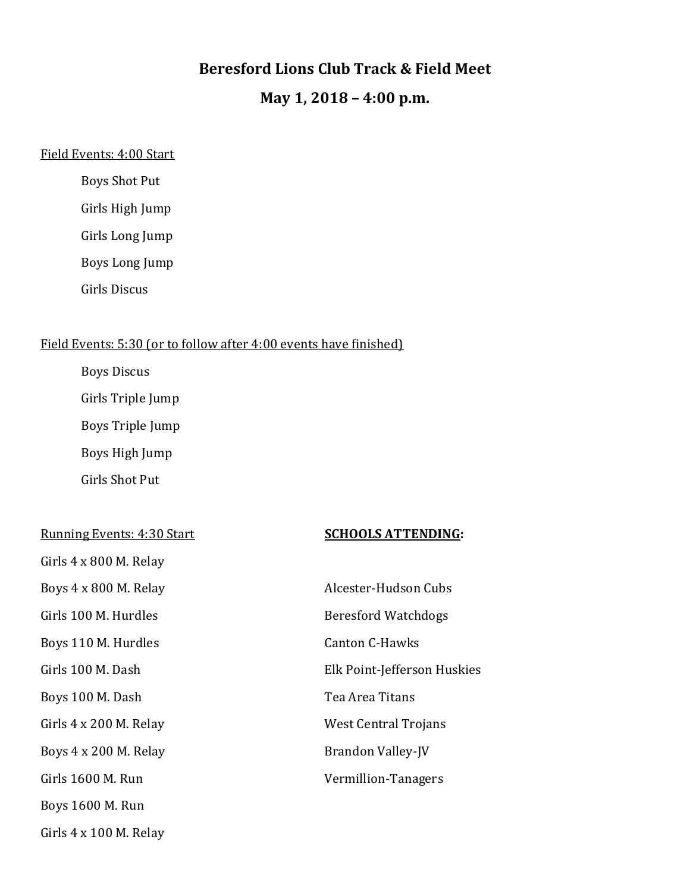# Beresford Lions Club Track & Field Meet

## May 1, 2018 – 4:00 p.m.

Field Events: 4:00 Start

- Boys Shot Put
- Girls High Jump
- Girls Long Jump
- Boys Long Jump
- Girls Discus

Field Events: 5:30 (or to follow after 4:00 events have finished)

- Boys Discus
- Girls Triple Jump
- Boys Triple Jump
- Boys High Jump
- Girls Shot Put

Running Events: 4:30 Start

Girls 4 x 800 M. Relay

Boys 4 x 800 M. Relay

Girls 100 M. Hurdles

Boys 110 M. Hurdles

Girls 100 M. Dash

Boys 100 M. Dash

Girls 4 x 200 M. Relay

Boys 4 x 200 M. Relay

Girls 1600 M. Run

Boys 1600 M. Run

Girls 4 x 100 M. Relay

**SCHOOLS ATTENDING:**

Alcester-Hudson Cubs

Beresford Watchdogs

Canton C-Hawks

Elk Point-Jefferson Huskies

Tea Area Titans

West Central Trojans

Brandon Valley-JV

Vermillion-Tanagers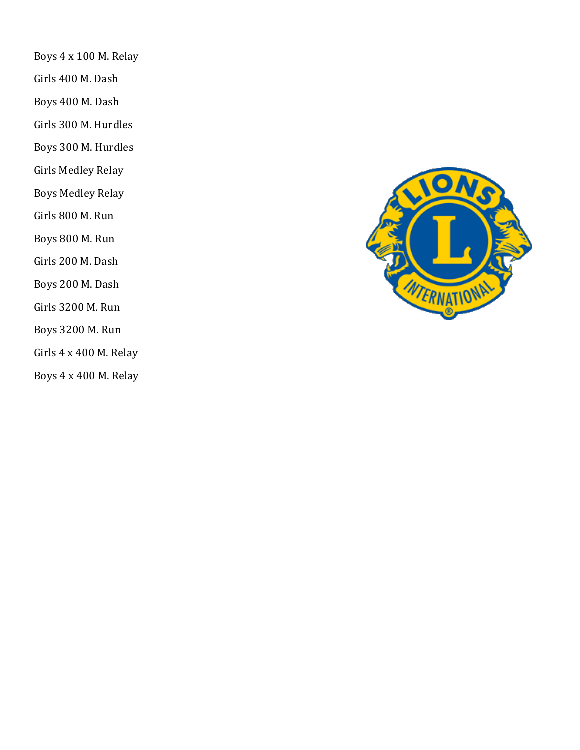Boys 4 x 100 M. Relay

Girls 400 M. Dash

Boys 400 M. Dash

Girls 300 M. Hurdles

Boys 300 M. Hurdles

Girls Medley Relay

Boys Medley Relay

Girls 800 M. Run

Boys 800 M. Run

Girls 200 M. Dash

Boys 200 M. Dash

Girls 3200 M. Run

Boys 3200 M. Run

Girls 4 x 400 M. Relay

Boys 4 x 400 M. Relay